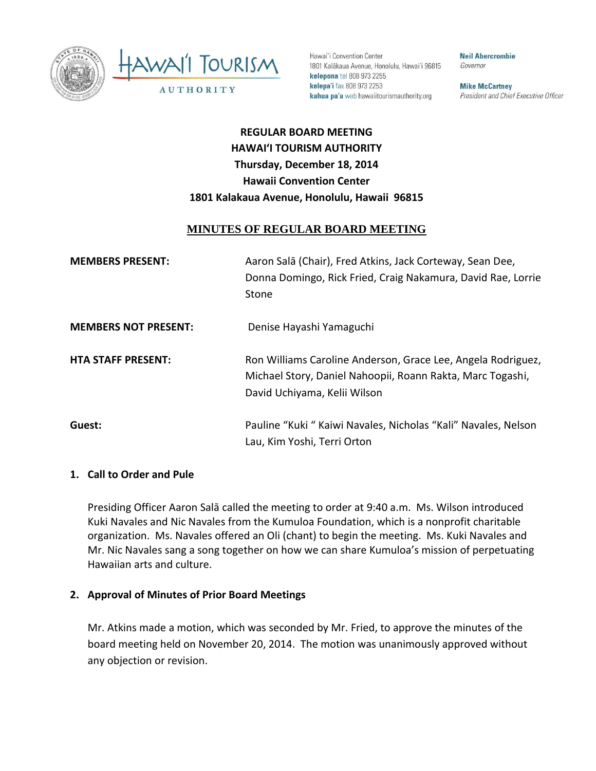Hawai'i Convention Center
1801 Kalākaua Avenue, Honolulu, Hawai'i 96815
**kelepona** tel 808 973 2255
**kelepa'i** fax 808 973 2253
**kahua pa'a** web hawaiitourismauthority.org

**Neil Abercrombie**
*Governor*

**Mike McCartney**
*President and Chief Executive Officer*

**REGULAR BOARD MEETING**
**HAWAIʻI TOURISM AUTHORITY**
**Thursday, December 18, 2014**
**Hawaii Convention Center**
**1801 Kalakaua Avenue, Honolulu, Hawaii 96815**

# MINUTES OF REGULAR BOARD MEETING

**MEMBERS PRESENT:** Aaron Salā (Chair), Fred Atkins, Jack Corteway, Sean Dee, Donna Domingo, Rick Fried, Craig Nakamura, David Rae, Lorrie Stone

**MEMBERS NOT PRESENT:** Denise Hayashi Yamaguchi

**HTA STAFF PRESENT:** Ron Williams Caroline Anderson, Grace Lee, Angela Rodriguez, Michael Story, Daniel Nahoopii, Roann Rakta, Marc Togashi, David Uchiyama, Kelii Wilson

**Guest:** Pauline "Kuki " Kaiwi Navales, Nicholas "Kali" Navales, Nelson Lau, Kim Yoshi, Terri Orton

## 1. Call to Order and Pule

Presiding Officer Aaron Salā called the meeting to order at 9:40 a.m. Ms. Wilson introduced Kuki Navales and Nic Navales from the Kumuloa Foundation, which is a nonprofit charitable organization. Ms. Navales offered an Oli (chant) to begin the meeting. Ms. Kuki Navales and Mr. Nic Navales sang a song together on how we can share Kumuloa's mission of perpetuating Hawaiian arts and culture.

## 2. Approval of Minutes of Prior Board Meetings

Mr. Atkins made a motion, which was seconded by Mr. Fried, to approve the minutes of the board meeting held on November 20, 2014. The motion was unanimously approved without any objection or revision.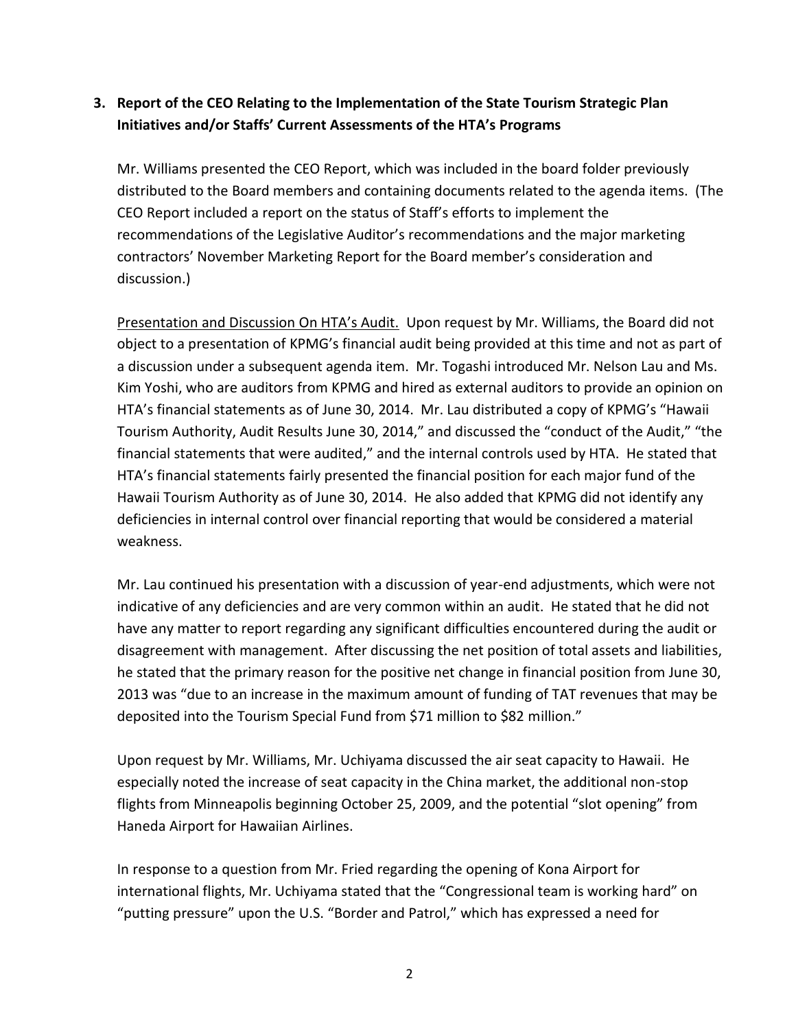**3. Report of the CEO Relating to the Implementation of the State Tourism Strategic Plan Initiatives and/or Staffs' Current Assessments of the HTA's Programs**

Mr. Williams presented the CEO Report, which was included in the board folder previously distributed to the Board members and containing documents related to the agenda items. (The CEO Report included a report on the status of Staff's efforts to implement the recommendations of the Legislative Auditor's recommendations and the major marketing contractors' November Marketing Report for the Board member's consideration and discussion.)

Presentation and Discussion On HTA's Audit. Upon request by Mr. Williams, the Board did not object to a presentation of KPMG's financial audit being provided at this time and not as part of a discussion under a subsequent agenda item. Mr. Togashi introduced Mr. Nelson Lau and Ms. Kim Yoshi, who are auditors from KPMG and hired as external auditors to provide an opinion on HTA's financial statements as of June 30, 2014. Mr. Lau distributed a copy of KPMG's "Hawaii Tourism Authority, Audit Results June 30, 2014," and discussed the "conduct of the Audit," "the financial statements that were audited," and the internal controls used by HTA. He stated that HTA's financial statements fairly presented the financial position for each major fund of the Hawaii Tourism Authority as of June 30, 2014. He also added that KPMG did not identify any deficiencies in internal control over financial reporting that would be considered a material weakness.

Mr. Lau continued his presentation with a discussion of year-end adjustments, which were not indicative of any deficiencies and are very common within an audit. He stated that he did not have any matter to report regarding any significant difficulties encountered during the audit or disagreement with management. After discussing the net position of total assets and liabilities, he stated that the primary reason for the positive net change in financial position from June 30, 2013 was "due to an increase in the maximum amount of funding of TAT revenues that may be deposited into the Tourism Special Fund from $71 million to $82 million."

Upon request by Mr. Williams, Mr. Uchiyama discussed the air seat capacity to Hawaii. He especially noted the increase of seat capacity in the China market, the additional non-stop flights from Minneapolis beginning October 25, 2009, and the potential "slot opening" from Haneda Airport for Hawaiian Airlines.

In response to a question from Mr. Fried regarding the opening of Kona Airport for international flights, Mr. Uchiyama stated that the "Congressional team is working hard" on "putting pressure" upon the U.S. "Border and Patrol," which has expressed a need for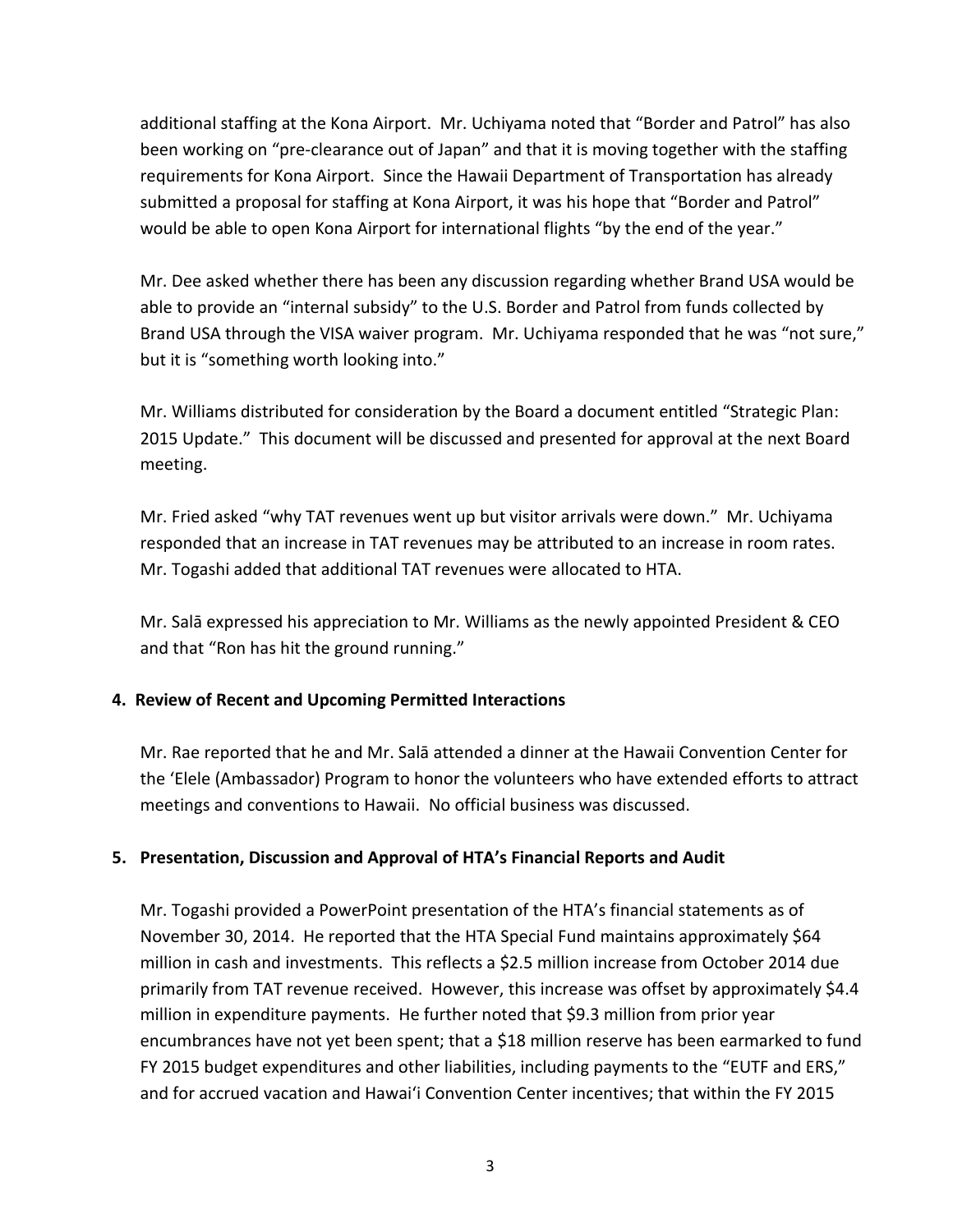additional staffing at the Kona Airport. Mr. Uchiyama noted that "Border and Patrol" has also been working on "pre-clearance out of Japan" and that it is moving together with the staffing requirements for Kona Airport. Since the Hawaii Department of Transportation has already submitted a proposal for staffing at Kona Airport, it was his hope that "Border and Patrol" would be able to open Kona Airport for international flights "by the end of the year."

Mr. Dee asked whether there has been any discussion regarding whether Brand USA would be able to provide an "internal subsidy" to the U.S. Border and Patrol from funds collected by Brand USA through the VISA waiver program. Mr. Uchiyama responded that he was "not sure," but it is "something worth looking into."

Mr. Williams distributed for consideration by the Board a document entitled "Strategic Plan: 2015 Update." This document will be discussed and presented for approval at the next Board meeting.

Mr. Fried asked "why TAT revenues went up but visitor arrivals were down." Mr. Uchiyama responded that an increase in TAT revenues may be attributed to an increase in room rates. Mr. Togashi added that additional TAT revenues were allocated to HTA.

Mr. Salā expressed his appreciation to Mr. Williams as the newly appointed President & CEO and that "Ron has hit the ground running."

**4. Review of Recent and Upcoming Permitted Interactions**

Mr. Rae reported that he and Mr. Salā attended a dinner at the Hawaii Convention Center for the 'Elele (Ambassador) Program to honor the volunteers who have extended efforts to attract meetings and conventions to Hawaii. No official business was discussed.

**5. Presentation, Discussion and Approval of HTA's Financial Reports and Audit**

Mr. Togashi provided a PowerPoint presentation of the HTA's financial statements as of November 30, 2014. He reported that the HTA Special Fund maintains approximately $64 million in cash and investments. This reflects a $2.5 million increase from October 2014 due primarily from TAT revenue received. However, this increase was offset by approximately $4.4 million in expenditure payments. He further noted that $9.3 million from prior year encumbrances have not yet been spent; that a $18 million reserve has been earmarked to fund FY 2015 budget expenditures and other liabilities, including payments to the "EUTF and ERS," and for accrued vacation and Hawaiʻi Convention Center incentives; that within the FY 2015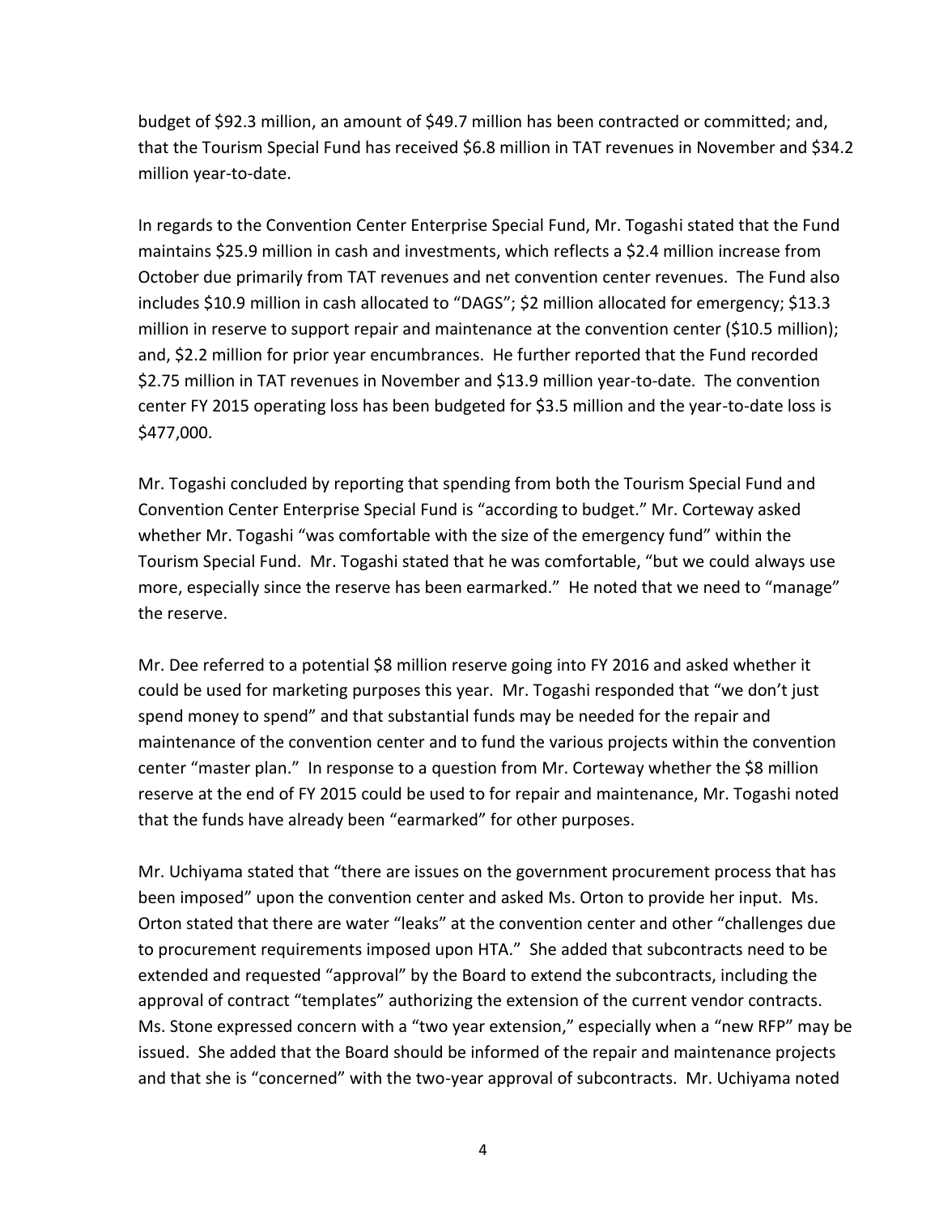budget of $92.3 million, an amount of $49.7 million has been contracted or committed; and, that the Tourism Special Fund has received $6.8 million in TAT revenues in November and $34.2 million year-to-date.

In regards to the Convention Center Enterprise Special Fund, Mr. Togashi stated that the Fund maintains $25.9 million in cash and investments, which reflects a $2.4 million increase from October due primarily from TAT revenues and net convention center revenues. The Fund also includes $10.9 million in cash allocated to "DAGS"; $2 million allocated for emergency; $13.3 million in reserve to support repair and maintenance at the convention center ($10.5 million); and, $2.2 million for prior year encumbrances. He further reported that the Fund recorded $2.75 million in TAT revenues in November and $13.9 million year-to-date. The convention center FY 2015 operating loss has been budgeted for $3.5 million and the year-to-date loss is $477,000.

Mr. Togashi concluded by reporting that spending from both the Tourism Special Fund and Convention Center Enterprise Special Fund is "according to budget." Mr. Corteway asked whether Mr. Togashi "was comfortable with the size of the emergency fund" within the Tourism Special Fund. Mr. Togashi stated that he was comfortable, "but we could always use more, especially since the reserve has been earmarked." He noted that we need to "manage" the reserve.

Mr. Dee referred to a potential $8 million reserve going into FY 2016 and asked whether it could be used for marketing purposes this year. Mr. Togashi responded that "we don't just spend money to spend" and that substantial funds may be needed for the repair and maintenance of the convention center and to fund the various projects within the convention center "master plan." In response to a question from Mr. Corteway whether the $8 million reserve at the end of FY 2015 could be used to for repair and maintenance, Mr. Togashi noted that the funds have already been "earmarked" for other purposes.

Mr. Uchiyama stated that "there are issues on the government procurement process that has been imposed" upon the convention center and asked Ms. Orton to provide her input. Ms. Orton stated that there are water "leaks" at the convention center and other "challenges due to procurement requirements imposed upon HTA." She added that subcontracts need to be extended and requested "approval" by the Board to extend the subcontracts, including the approval of contract "templates" authorizing the extension of the current vendor contracts. Ms. Stone expressed concern with a "two year extension," especially when a "new RFP" may be issued. She added that the Board should be informed of the repair and maintenance projects and that she is "concerned" with the two-year approval of subcontracts. Mr. Uchiyama noted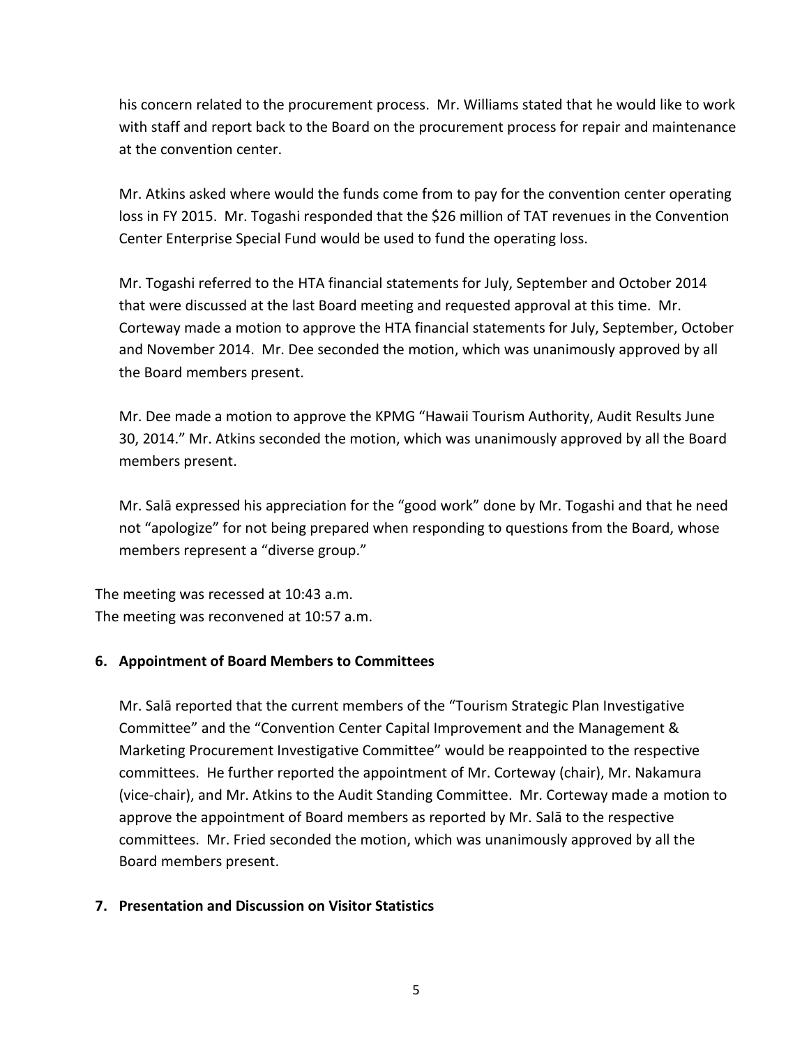his concern related to the procurement process. Mr. Williams stated that he would like to work with staff and report back to the Board on the procurement process for repair and maintenance at the convention center.

Mr. Atkins asked where would the funds come from to pay for the convention center operating loss in FY 2015. Mr. Togashi responded that the $26 million of TAT revenues in the Convention Center Enterprise Special Fund would be used to fund the operating loss.

Mr. Togashi referred to the HTA financial statements for July, September and October 2014 that were discussed at the last Board meeting and requested approval at this time. Mr. Corteway made a motion to approve the HTA financial statements for July, September, October and November 2014. Mr. Dee seconded the motion, which was unanimously approved by all the Board members present.

Mr. Dee made a motion to approve the KPMG "Hawaii Tourism Authority, Audit Results June 30, 2014." Mr. Atkins seconded the motion, which was unanimously approved by all the Board members present.

Mr. Salā expressed his appreciation for the "good work" done by Mr. Togashi and that he need not "apologize" for not being prepared when responding to questions from the Board, whose members represent a "diverse group."

The meeting was recessed at 10:43 a.m.
The meeting was reconvened at 10:57 a.m.

**6. Appointment of Board Members to Committees**

Mr. Salā reported that the current members of the "Tourism Strategic Plan Investigative Committee" and the "Convention Center Capital Improvement and the Management & Marketing Procurement Investigative Committee" would be reappointed to the respective committees. He further reported the appointment of Mr. Corteway (chair), Mr. Nakamura (vice-chair), and Mr. Atkins to the Audit Standing Committee. Mr. Corteway made a motion to approve the appointment of Board members as reported by Mr. Salā to the respective committees. Mr. Fried seconded the motion, which was unanimously approved by all the Board members present.

**7. Presentation and Discussion on Visitor Statistics**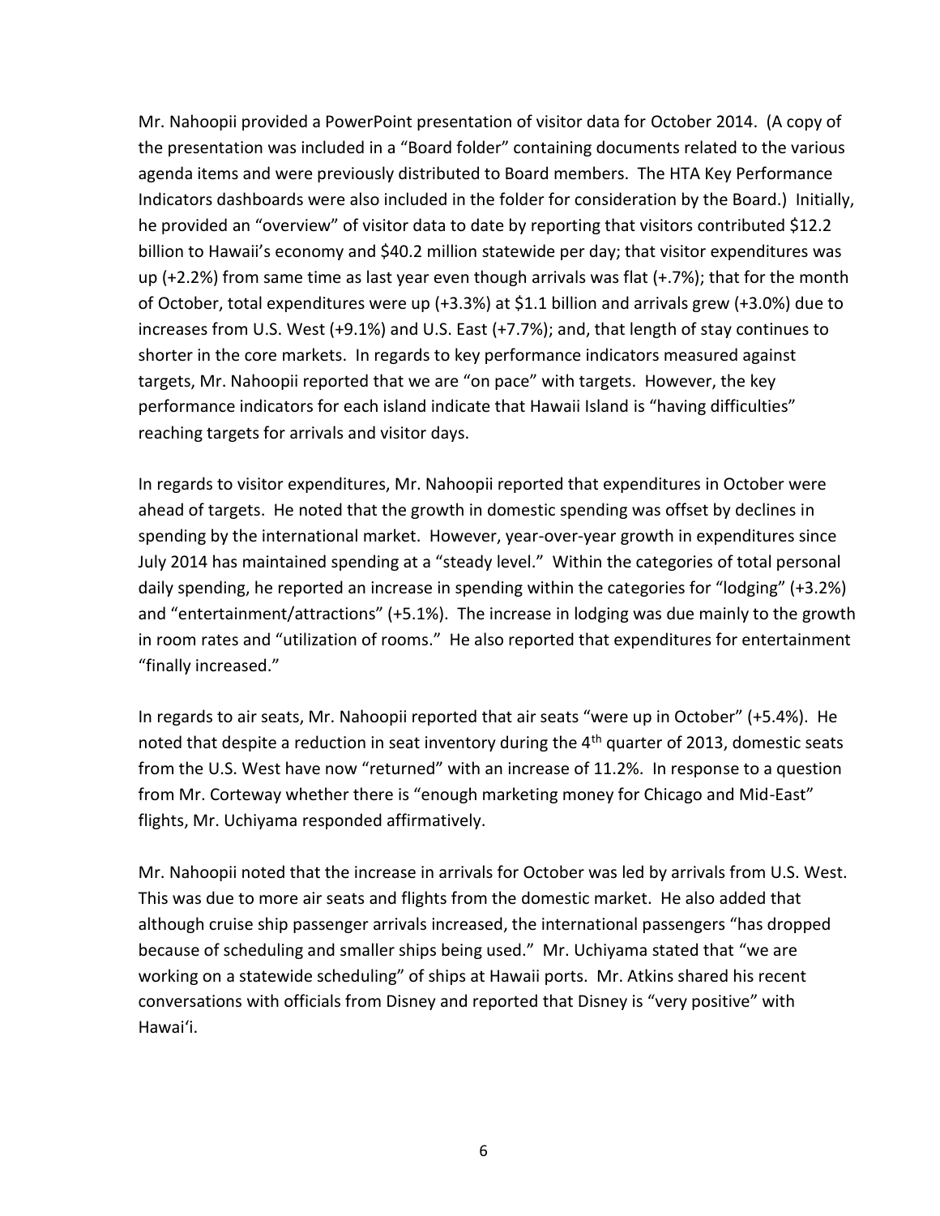Mr. Nahoopii provided a PowerPoint presentation of visitor data for October 2014. (A copy of the presentation was included in a "Board folder" containing documents related to the various agenda items and were previously distributed to Board members. The HTA Key Performance Indicators dashboards were also included in the folder for consideration by the Board.) Initially, he provided an "overview" of visitor data to date by reporting that visitors contributed $12.2 billion to Hawaii's economy and $40.2 million statewide per day; that visitor expenditures was up (+2.2%) from same time as last year even though arrivals was flat (+.7%); that for the month of October, total expenditures were up (+3.3%) at $1.1 billion and arrivals grew (+3.0%) due to increases from U.S. West (+9.1%) and U.S. East (+7.7%); and, that length of stay continues to shorter in the core markets. In regards to key performance indicators measured against targets, Mr. Nahoopii reported that we are "on pace" with targets. However, the key performance indicators for each island indicate that Hawaii Island is "having difficulties" reaching targets for arrivals and visitor days.

In regards to visitor expenditures, Mr. Nahoopii reported that expenditures in October were ahead of targets. He noted that the growth in domestic spending was offset by declines in spending by the international market. However, year-over-year growth in expenditures since July 2014 has maintained spending at a "steady level." Within the categories of total personal daily spending, he reported an increase in spending within the categories for "lodging" (+3.2%) and "entertainment/attractions" (+5.1%). The increase in lodging was due mainly to the growth in room rates and "utilization of rooms." He also reported that expenditures for entertainment "finally increased."

In regards to air seats, Mr. Nahoopii reported that air seats "were up in October" (+5.4%). He noted that despite a reduction in seat inventory during the 4th quarter of 2013, domestic seats from the U.S. West have now "returned" with an increase of 11.2%. In response to a question from Mr. Corteway whether there is "enough marketing money for Chicago and Mid-East" flights, Mr. Uchiyama responded affirmatively.

Mr. Nahoopii noted that the increase in arrivals for October was led by arrivals from U.S. West. This was due to more air seats and flights from the domestic market. He also added that although cruise ship passenger arrivals increased, the international passengers "has dropped because of scheduling and smaller ships being used." Mr. Uchiyama stated that "we are working on a statewide scheduling" of ships at Hawaii ports. Mr. Atkins shared his recent conversations with officials from Disney and reported that Disney is "very positive" with Hawaiʻi.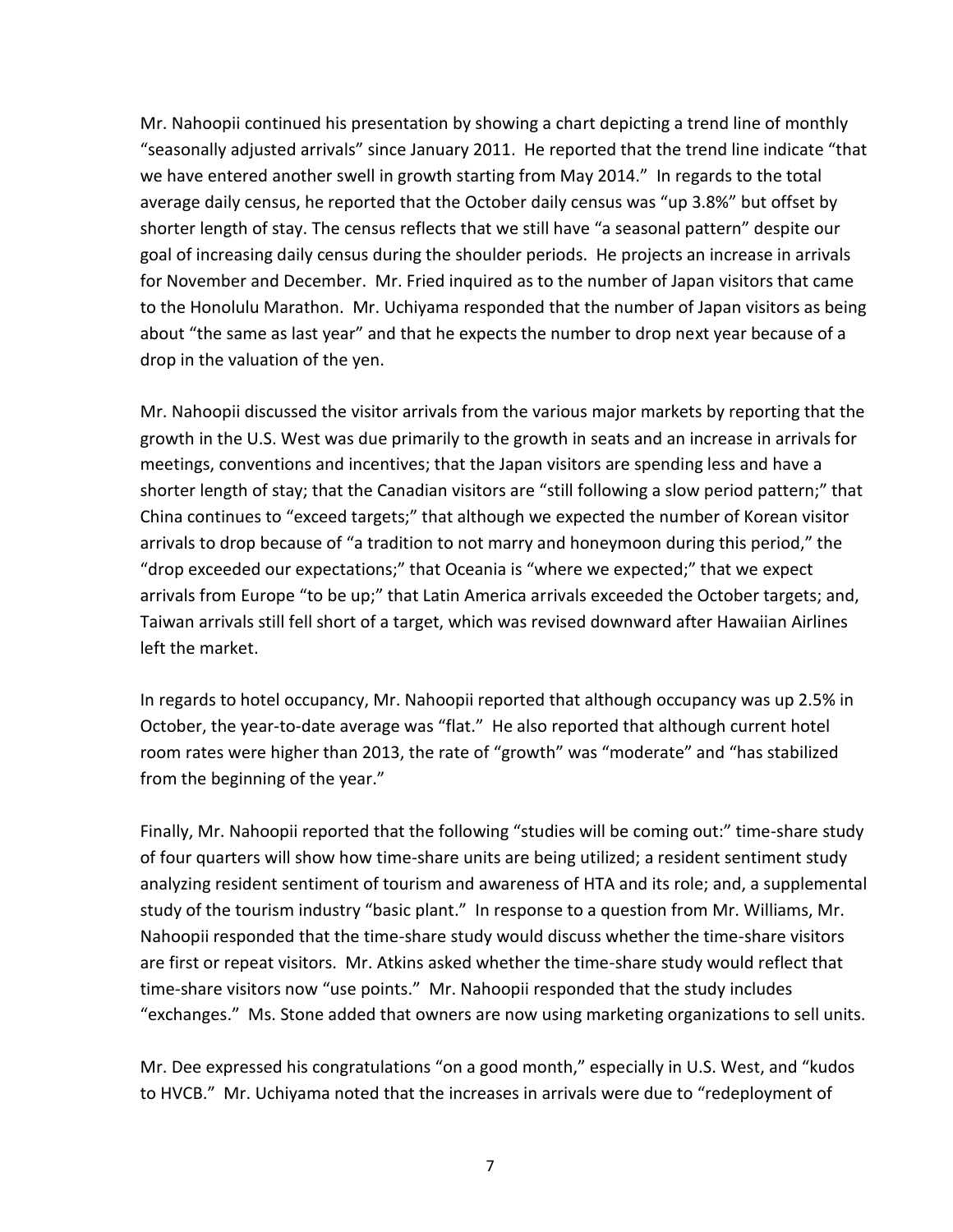Mr. Nahoopii continued his presentation by showing a chart depicting a trend line of monthly "seasonally adjusted arrivals" since January 2011. He reported that the trend line indicate "that we have entered another swell in growth starting from May 2014." In regards to the total average daily census, he reported that the October daily census was "up 3.8%" but offset by shorter length of stay. The census reflects that we still have "a seasonal pattern" despite our goal of increasing daily census during the shoulder periods. He projects an increase in arrivals for November and December. Mr. Fried inquired as to the number of Japan visitors that came to the Honolulu Marathon. Mr. Uchiyama responded that the number of Japan visitors as being about "the same as last year" and that he expects the number to drop next year because of a drop in the valuation of the yen.

Mr. Nahoopii discussed the visitor arrivals from the various major markets by reporting that the growth in the U.S. West was due primarily to the growth in seats and an increase in arrivals for meetings, conventions and incentives; that the Japan visitors are spending less and have a shorter length of stay; that the Canadian visitors are "still following a slow period pattern;" that China continues to "exceed targets;" that although we expected the number of Korean visitor arrivals to drop because of "a tradition to not marry and honeymoon during this period," the "drop exceeded our expectations;" that Oceania is "where we expected;" that we expect arrivals from Europe "to be up;" that Latin America arrivals exceeded the October targets; and, Taiwan arrivals still fell short of a target, which was revised downward after Hawaiian Airlines left the market.

In regards to hotel occupancy, Mr. Nahoopii reported that although occupancy was up 2.5% in October, the year-to-date average was "flat." He also reported that although current hotel room rates were higher than 2013, the rate of "growth" was "moderate" and "has stabilized from the beginning of the year."

Finally, Mr. Nahoopii reported that the following "studies will be coming out:" time-share study of four quarters will show how time-share units are being utilized; a resident sentiment study analyzing resident sentiment of tourism and awareness of HTA and its role; and, a supplemental study of the tourism industry "basic plant." In response to a question from Mr. Williams, Mr. Nahoopii responded that the time-share study would discuss whether the time-share visitors are first or repeat visitors. Mr. Atkins asked whether the time-share study would reflect that time-share visitors now "use points." Mr. Nahoopii responded that the study includes "exchanges." Ms. Stone added that owners are now using marketing organizations to sell units.

Mr. Dee expressed his congratulations "on a good month," especially in U.S. West, and "kudos to HVCB." Mr. Uchiyama noted that the increases in arrivals were due to "redeployment of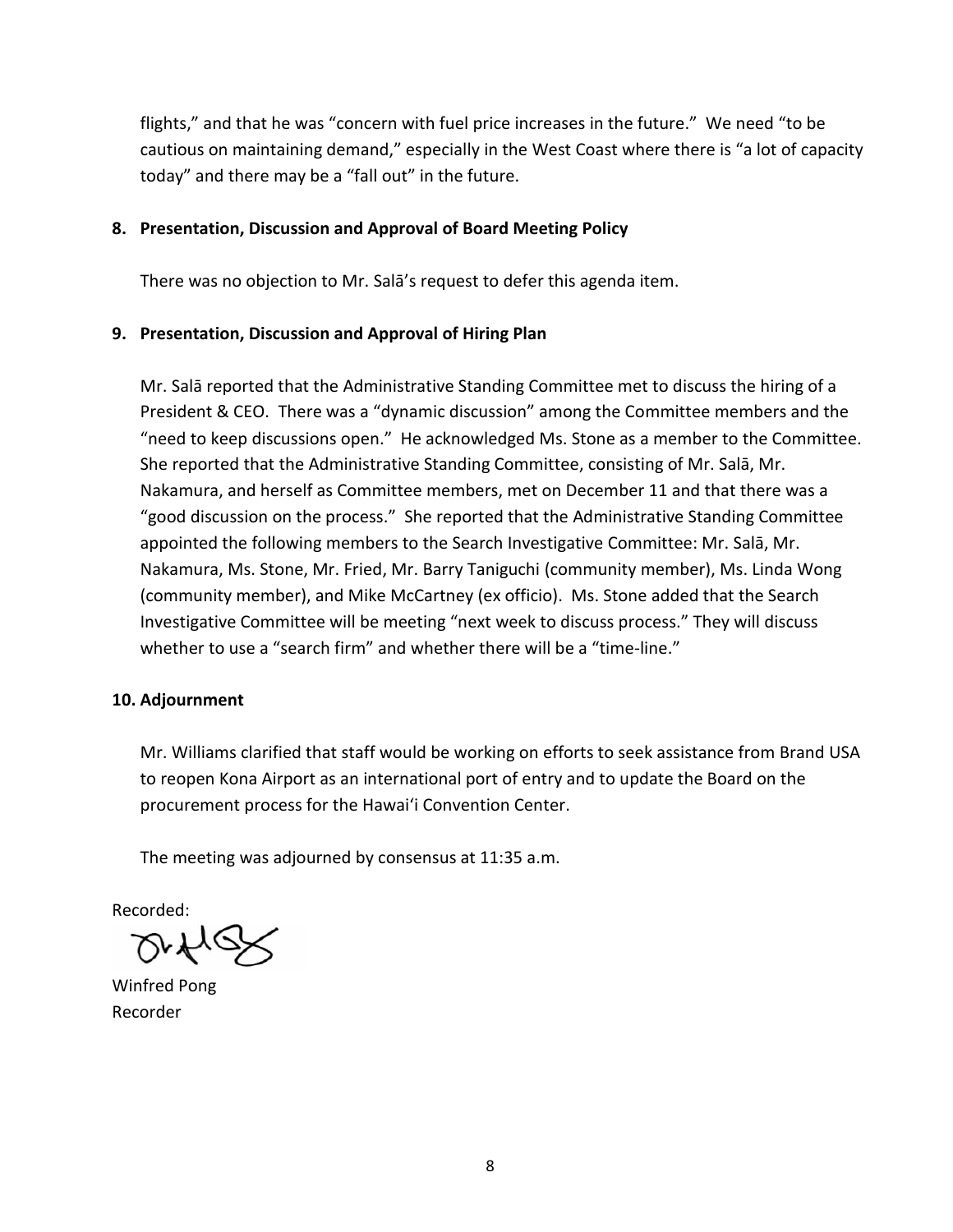flights," and that he was "concern with fuel price increases in the future." We need "to be cautious on maintaining demand," especially in the West Coast where there is "a lot of capacity today" and there may be a "fall out" in the future.

**8. Presentation, Discussion and Approval of Board Meeting Policy**

There was no objection to Mr. Salā's request to defer this agenda item.

**9. Presentation, Discussion and Approval of Hiring Plan**

Mr. Salā reported that the Administrative Standing Committee met to discuss the hiring of a President & CEO. There was a "dynamic discussion" among the Committee members and the "need to keep discussions open." He acknowledged Ms. Stone as a member to the Committee. She reported that the Administrative Standing Committee, consisting of Mr. Salā, Mr. Nakamura, and herself as Committee members, met on December 11 and that there was a "good discussion on the process." She reported that the Administrative Standing Committee appointed the following members to the Search Investigative Committee: Mr. Salā, Mr. Nakamura, Ms. Stone, Mr. Fried, Mr. Barry Taniguchi (community member), Ms. Linda Wong (community member), and Mike McCartney (ex officio). Ms. Stone added that the Search Investigative Committee will be meeting "next week to discuss process." They will discuss whether to use a "search firm" and whether there will be a "time-line."

**10. Adjournment**

Mr. Williams clarified that staff would be working on efforts to seek assistance from Brand USA to reopen Kona Airport as an international port of entry and to update the Board on the procurement process for the Hawaiʻi Convention Center.

The meeting was adjourned by consensus at 11:35 a.m.

Recorded:

Winfred Pong
Recorder